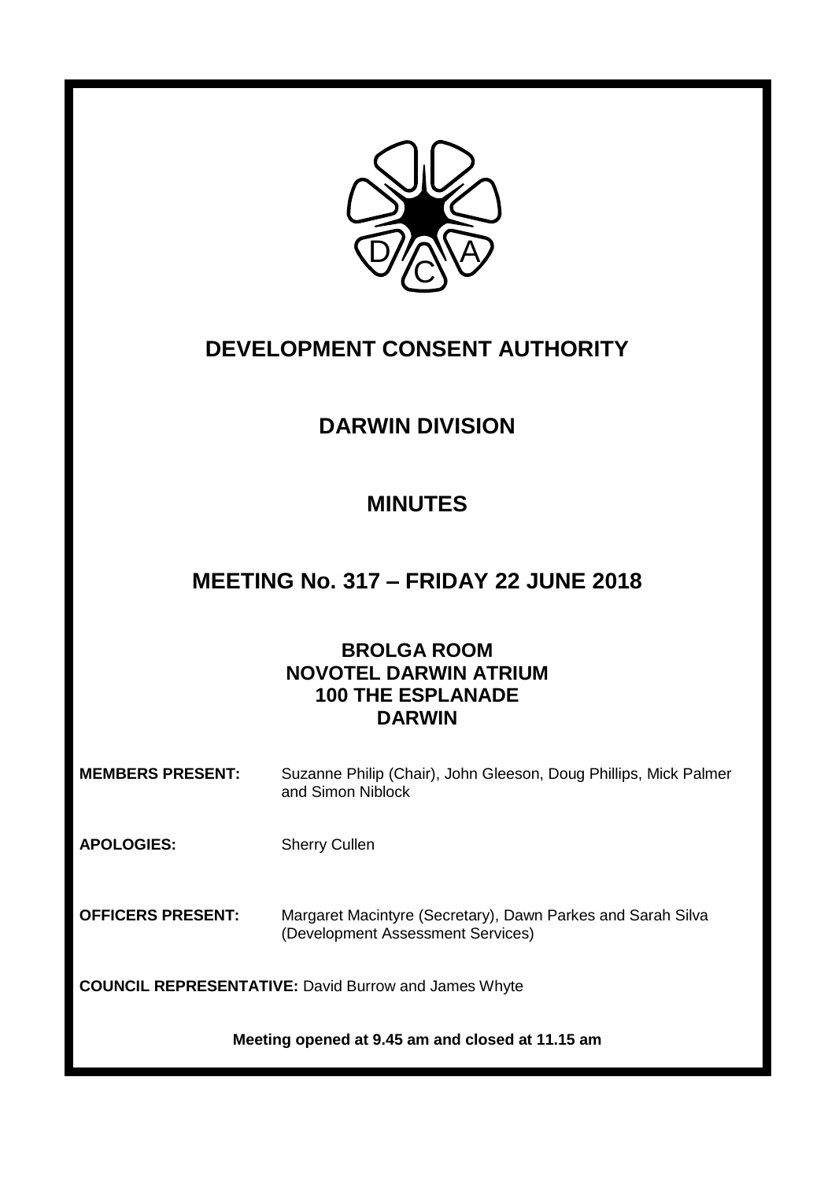# DEVELOPMENT CONSENT AUTHORITY

## DARWIN DIVISION

## MINUTES

## MEETING No. 317 – FRIDAY 22 JUNE 2018

### BROLGA ROOM
### NOVOTEL DARWIN ATRIUM
### 100 THE ESPLANADE
### DARWIN

**MEMBERS PRESENT:** Suzanne Philip (Chair), John Gleeson, Doug Phillips, Mick Palmer and Simon Niblock

**APOLOGIES:** Sherry Cullen

**OFFICERS PRESENT:** Margaret Macintyre (Secretary), Dawn Parkes and Sarah Silva (Development Assessment Services)

**COUNCIL REPRESENTATIVE:** David Burrow and James Whyte

**Meeting opened at 9.45 am and closed at 11.15 am**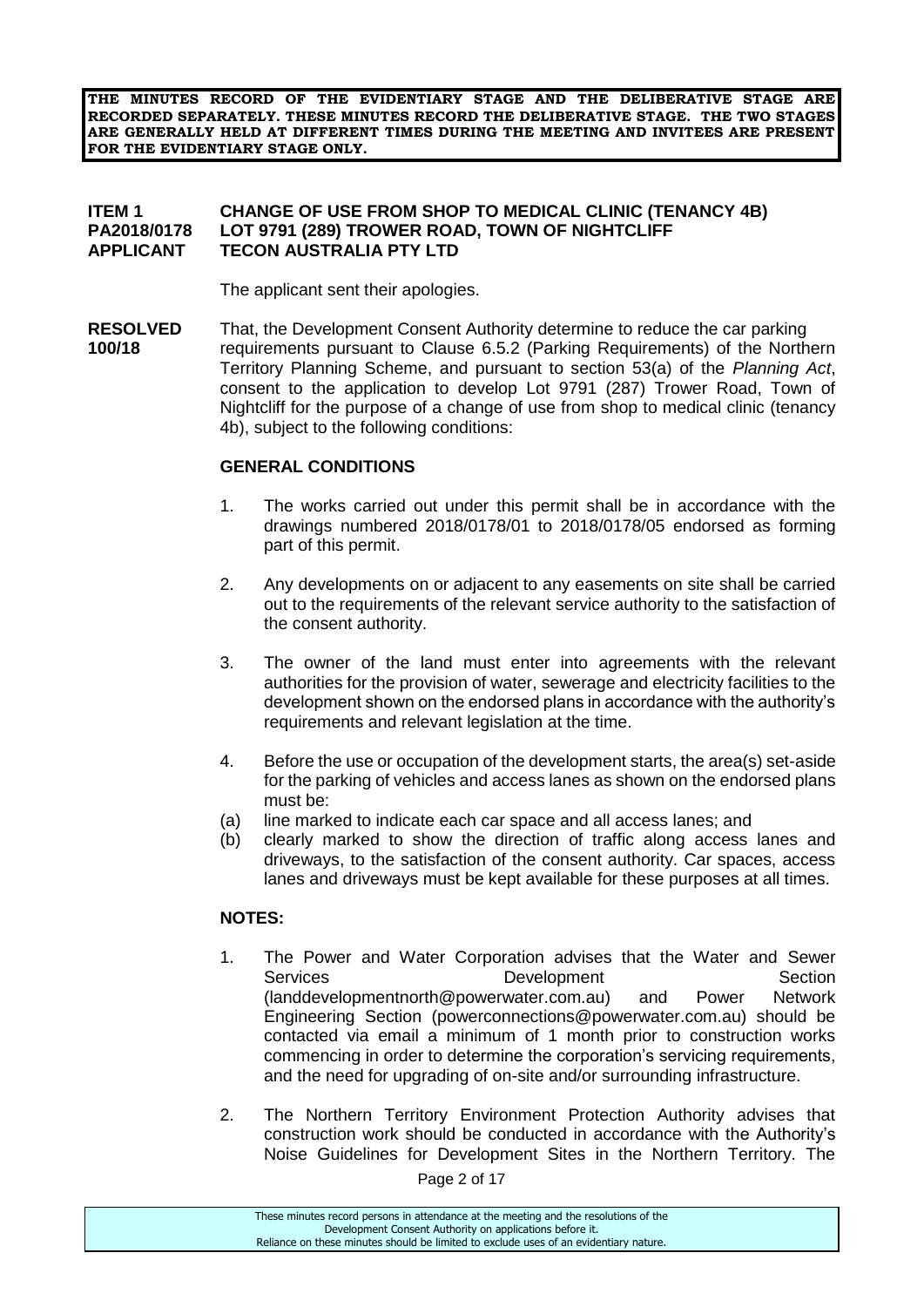**THE MINUTES RECORD OF THE EVIDENTIARY STAGE AND THE DELIBERATIVE STAGE ARE RECORDED SEPARATELY. THESE MINUTES RECORD THE DELIBERATIVE STAGE. THE TWO STAGES ARE GENERALLY HELD AT DIFFERENT TIMES DURING THE MEETING AND INVITEES ARE PRESENT FOR THE EVIDENTIARY STAGE ONLY.**

**ITEM 1** **CHANGE OF USE FROM SHOP TO MEDICAL CLINIC (TENANCY 4B)**
**PA2018/0178** **LOT 9791 (289) TROWER ROAD, TOWN OF NIGHTCLIFF**
**APPLICANT** **TECON AUSTRALIA PTY LTD**

The applicant sent their apologies.

**RESOLVED 100/18**

That, the Development Consent Authority determine to reduce the car parking requirements pursuant to Clause 6.5.2 (Parking Requirements) of the Northern Territory Planning Scheme, and pursuant to section 53(a) of the *Planning Act*, consent to the application to develop Lot 9791 (287) Trower Road, Town of Nightcliff for the purpose of a change of use from shop to medical clinic (tenancy 4b), subject to the following conditions:

**GENERAL CONDITIONS**

1. The works carried out under this permit shall be in accordance with the drawings numbered 2018/0178/01 to 2018/0178/05 endorsed as forming part of this permit.

2. Any developments on or adjacent to any easements on site shall be carried out to the requirements of the relevant service authority to the satisfaction of the consent authority.

3. The owner of the land must enter into agreements with the relevant authorities for the provision of water, sewerage and electricity facilities to the development shown on the endorsed plans in accordance with the authority's requirements and relevant legislation at the time.

4. Before the use or occupation of the development starts, the area(s) set-aside for the parking of vehicles and access lanes as shown on the endorsed plans must be:
   (a) line marked to indicate each car space and all access lanes; and
   (b) clearly marked to show the direction of traffic along access lanes and driveways, to the satisfaction of the consent authority. Car spaces, access lanes and driveways must be kept available for these purposes at all times.

**NOTES:**

1. The Power and Water Corporation advises that the Water and Sewer Services Development Section (landdevelopmentnorth@powerwater.com.au) and Power Network Engineering Section (powerconnections@powerwater.com.au) should be contacted via email a minimum of 1 month prior to construction works commencing in order to determine the corporation's servicing requirements, and the need for upgrading of on-site and/or surrounding infrastructure.

2. The Northern Territory Environment Protection Authority advises that construction work should be conducted in accordance with the Authority's Noise Guidelines for Development Sites in the Northern Territory. The

These minutes record persons in attendance at the meeting and the resolutions of the Development Consent Authority on applications before it.
Reliance on these minutes should be limited to exclude uses of an evidentiary nature.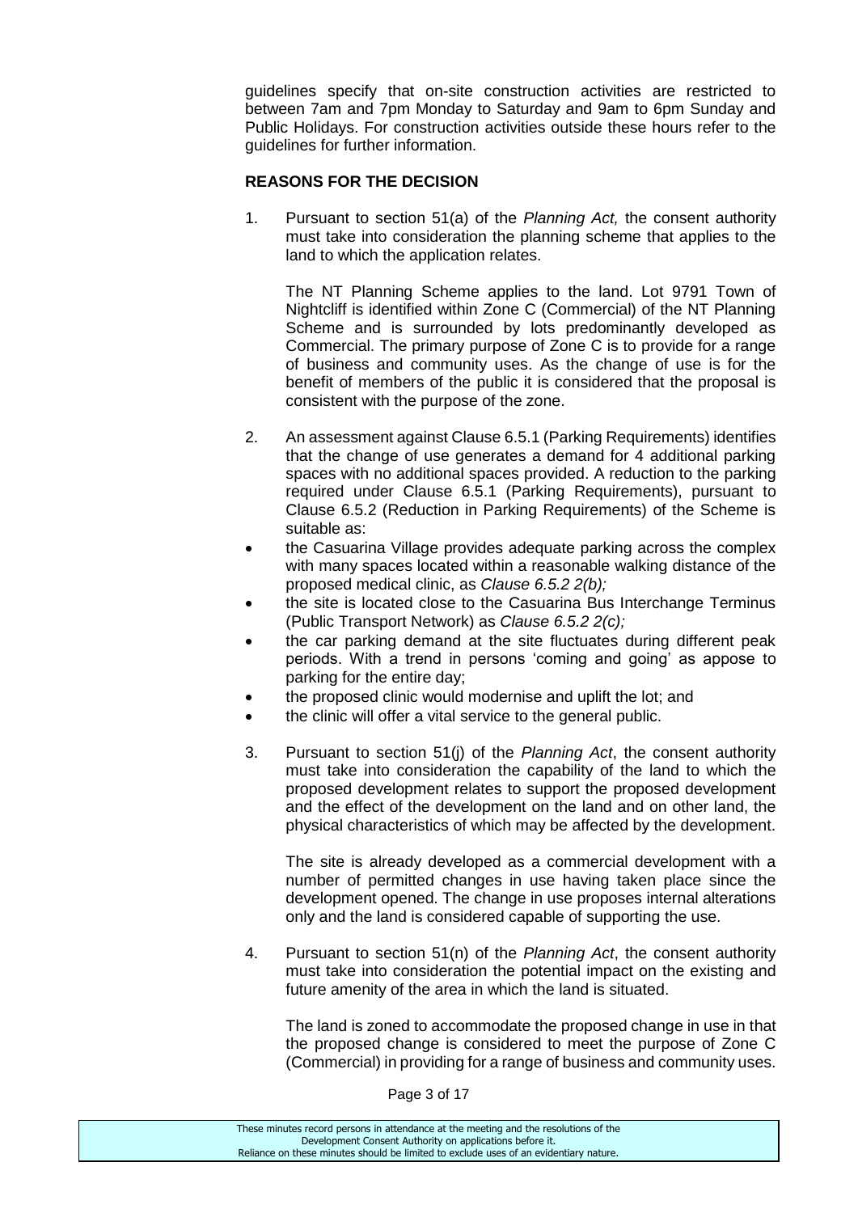guidelines specify that on-site construction activities are restricted to between 7am and 7pm Monday to Saturday and 9am to 6pm Sunday and Public Holidays. For construction activities outside these hours refer to the guidelines for further information.

**REASONS FOR THE DECISION**

1. Pursuant to section 51(a) of the *Planning Act,* the consent authority must take into consideration the planning scheme that applies to the land to which the application relates.

   The NT Planning Scheme applies to the land. Lot 9791 Town of Nightcliff is identified within Zone C (Commercial) of the NT Planning Scheme and is surrounded by lots predominantly developed as Commercial. The primary purpose of Zone C is to provide for a range of business and community uses. As the change of use is for the benefit of members of the public it is considered that the proposal is consistent with the purpose of the zone.

2. An assessment against Clause 6.5.1 (Parking Requirements) identifies that the change of use generates a demand for 4 additional parking spaces with no additional spaces provided. A reduction to the parking required under Clause 6.5.1 (Parking Requirements), pursuant to Clause 6.5.2 (Reduction in Parking Requirements) of the Scheme is suitable as:

- the Casuarina Village provides adequate parking across the complex with many spaces located within a reasonable walking distance of the proposed medical clinic, as *Clause 6.5.2 2(b);*
- the site is located close to the Casuarina Bus Interchange Terminus (Public Transport Network) as *Clause 6.5.2 2(c);*
- the car parking demand at the site fluctuates during different peak periods. With a trend in persons 'coming and going' as appose to parking for the entire day;
- the proposed clinic would modernise and uplift the lot; and
- the clinic will offer a vital service to the general public.

3. Pursuant to section 51(j) of the *Planning Act*, the consent authority must take into consideration the capability of the land to which the proposed development relates to support the proposed development and the effect of the development on the land and on other land, the physical characteristics of which may be affected by the development.

   The site is already developed as a commercial development with a number of permitted changes in use having taken place since the development opened. The change in use proposes internal alterations only and the land is considered capable of supporting the use.

4. Pursuant to section 51(n) of the *Planning Act*, the consent authority must take into consideration the potential impact on the existing and future amenity of the area in which the land is situated.

   The land is zoned to accommodate the proposed change in use in that the proposed change is considered to meet the purpose of Zone C (Commercial) in providing for a range of business and community uses.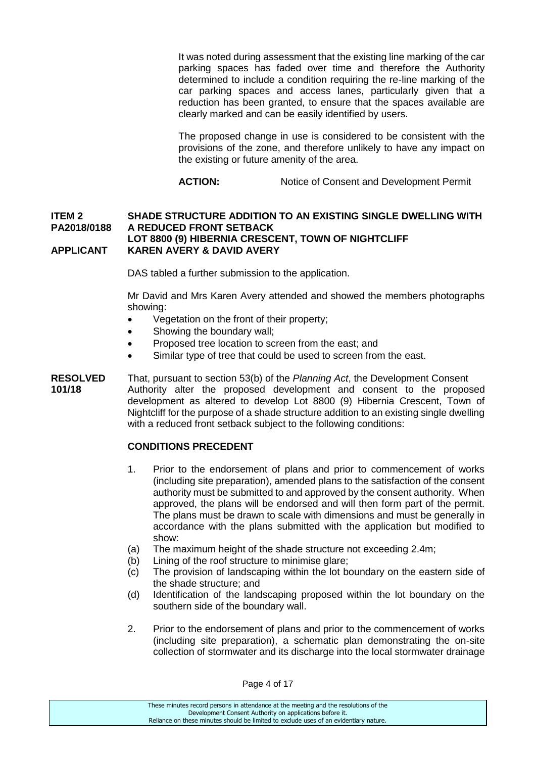It was noted during assessment that the existing line marking of the car parking spaces has faded over time and therefore the Authority determined to include a condition requiring the re-line marking of the car parking spaces and access lanes, particularly given that a reduction has been granted, to ensure that the spaces available are clearly marked and can be easily identified by users.

The proposed change in use is considered to be consistent with the provisions of the zone, and therefore unlikely to have any impact on the existing or future amenity of the area.

**ACTION:** Notice of Consent and Development Permit

**ITEM 2 PA2018/0188 SHADE STRUCTURE ADDITION TO AN EXISTING SINGLE DWELLING WITH A REDUCED FRONT SETBACK**
**LOT 8800 (9) HIBERNIA CRESCENT, TOWN OF NIGHTCLIFF**
**APPLICANT KAREN AVERY & DAVID AVERY**

DAS tabled a further submission to the application.

Mr David and Mrs Karen Avery attended and showed the members photographs showing:

- Vegetation on the front of their property;
- Showing the boundary wall;
- Proposed tree location to screen from the east; and
- Similar type of tree that could be used to screen from the east.

**RESOLVED 101/18** That, pursuant to section 53(b) of the *Planning Act*, the Development Consent Authority alter the proposed development and consent to the proposed development as altered to develop Lot 8800 (9) Hibernia Crescent, Town of Nightcliff for the purpose of a shade structure addition to an existing single dwelling with a reduced front setback subject to the following conditions:

**CONDITIONS PRECEDENT**

1. Prior to the endorsement of plans and prior to commencement of works (including site preparation), amended plans to the satisfaction of the consent authority must be submitted to and approved by the consent authority. When approved, the plans will be endorsed and will then form part of the permit. The plans must be drawn to scale with dimensions and must be generally in accordance with the plans submitted with the application but modified to show:

   (a) The maximum height of the shade structure not exceeding 2.4m;
   (b) Lining of the roof structure to minimise glare;
   (c) The provision of landscaping within the lot boundary on the eastern side of the shade structure; and
   (d) Identification of the landscaping proposed within the lot boundary on the southern side of the boundary wall.

2. Prior to the endorsement of plans and prior to the commencement of works (including site preparation), a schematic plan demonstrating the on-site collection of stormwater and its discharge into the local stormwater drainage

These minutes record persons in attendance at the meeting and the resolutions of the Development Consent Authority on applications before it.
Reliance on these minutes should be limited to exclude uses of an evidentiary nature.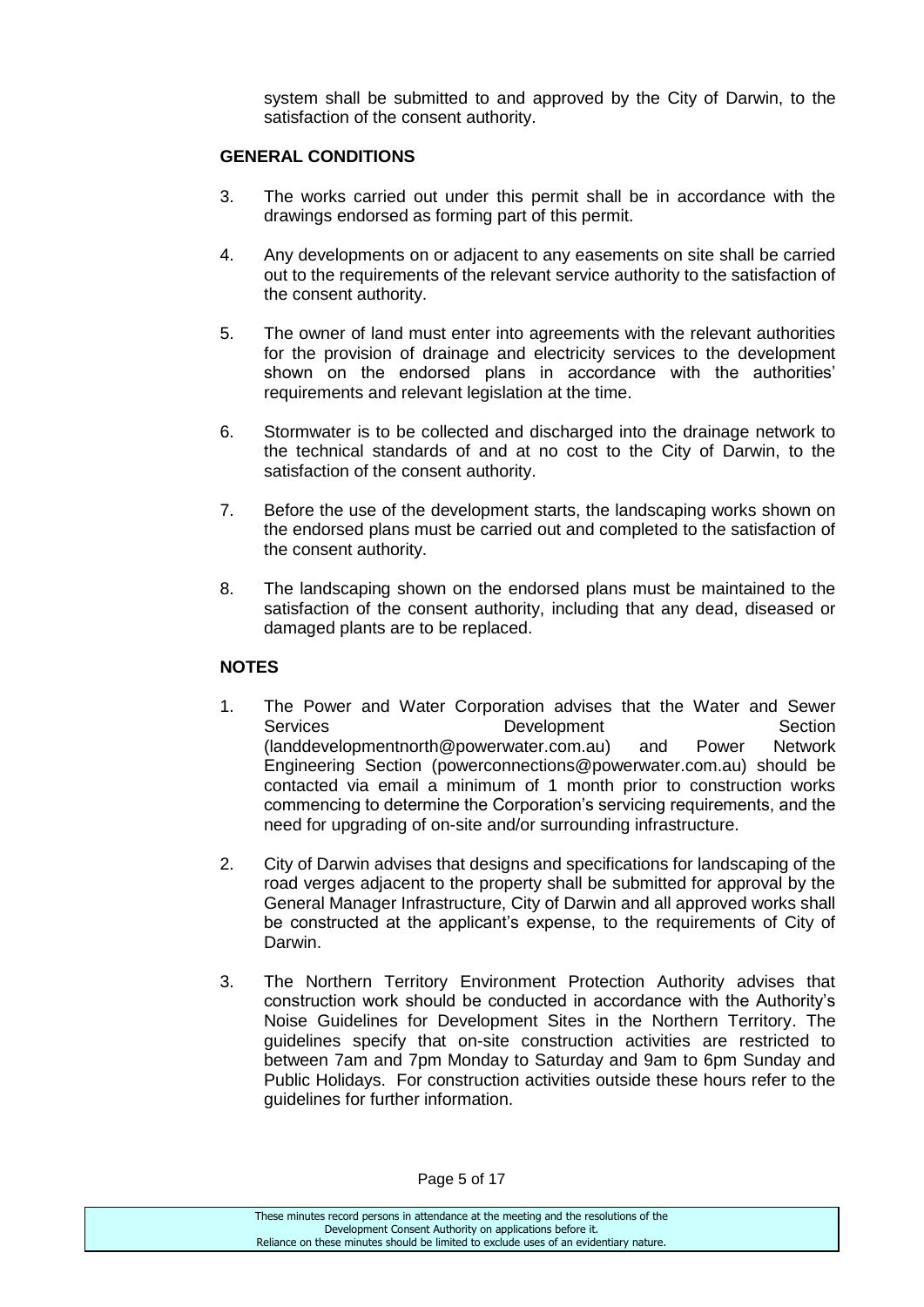system shall be submitted to and approved by the City of Darwin, to the satisfaction of the consent authority.

**GENERAL CONDITIONS**

3. The works carried out under this permit shall be in accordance with the drawings endorsed as forming part of this permit.

4. Any developments on or adjacent to any easements on site shall be carried out to the requirements of the relevant service authority to the satisfaction of the consent authority.

5. The owner of land must enter into agreements with the relevant authorities for the provision of drainage and electricity services to the development shown on the endorsed plans in accordance with the authorities' requirements and relevant legislation at the time.

6. Stormwater is to be collected and discharged into the drainage network to the technical standards of and at no cost to the City of Darwin, to the satisfaction of the consent authority.

7. Before the use of the development starts, the landscaping works shown on the endorsed plans must be carried out and completed to the satisfaction of the consent authority.

8. The landscaping shown on the endorsed plans must be maintained to the satisfaction of the consent authority, including that any dead, diseased or damaged plants are to be replaced.

**NOTES**

1. The Power and Water Corporation advises that the Water and Sewer Services Development Section (landdevelopmentnorth@powerwater.com.au) and Power Network Engineering Section (powerconnections@powerwater.com.au) should be contacted via email a minimum of 1 month prior to construction works commencing to determine the Corporation's servicing requirements, and the need for upgrading of on-site and/or surrounding infrastructure.

2. City of Darwin advises that designs and specifications for landscaping of the road verges adjacent to the property shall be submitted for approval by the General Manager Infrastructure, City of Darwin and all approved works shall be constructed at the applicant's expense, to the requirements of City of Darwin.

3. The Northern Territory Environment Protection Authority advises that construction work should be conducted in accordance with the Authority's Noise Guidelines for Development Sites in the Northern Territory. The guidelines specify that on-site construction activities are restricted to between 7am and 7pm Monday to Saturday and 9am to 6pm Sunday and Public Holidays. For construction activities outside these hours refer to the guidelines for further information.

These minutes record persons in attendance at the meeting and the resolutions of the Development Consent Authority on applications before it. Reliance on these minutes should be limited to exclude uses of an evidentiary nature.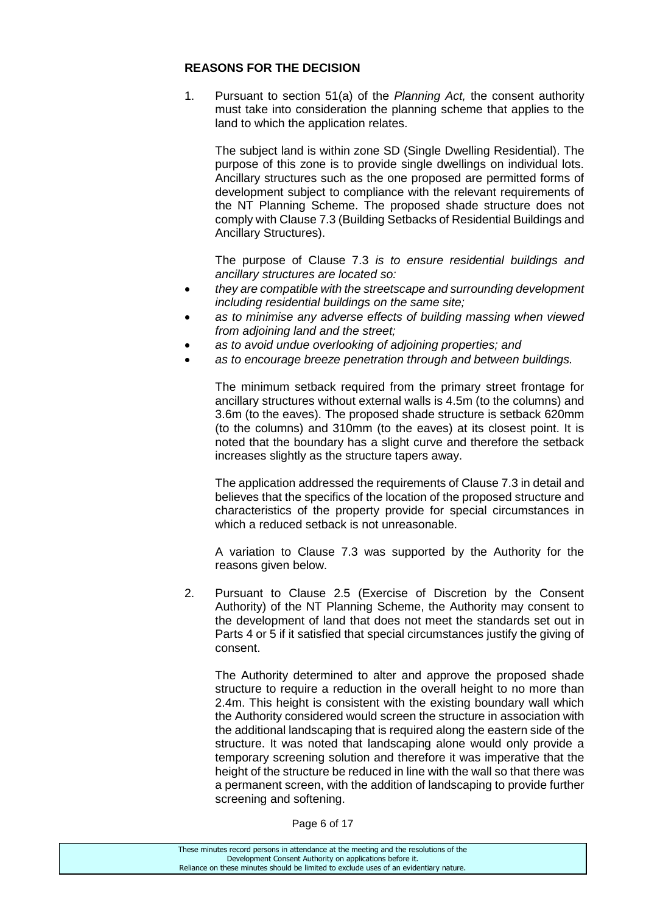**REASONS FOR THE DECISION**

1. Pursuant to section 51(a) of the *Planning Act,* the consent authority must take into consideration the planning scheme that applies to the land to which the application relates.

   The subject land is within zone SD (Single Dwelling Residential). The purpose of this zone is to provide single dwellings on individual lots. Ancillary structures such as the one proposed are permitted forms of development subject to compliance with the relevant requirements of the NT Planning Scheme. The proposed shade structure does not comply with Clause 7.3 (Building Setbacks of Residential Buildings and Ancillary Structures).

   The purpose of Clause 7.3 *is to ensure residential buildings and ancillary structures are located so:*

   - *they are compatible with the streetscape and surrounding development including residential buildings on the same site;*
   - *as to minimise any adverse effects of building massing when viewed from adjoining land and the street;*
   - *as to avoid undue overlooking of adjoining properties; and*
   - *as to encourage breeze penetration through and between buildings.*

   The minimum setback required from the primary street frontage for ancillary structures without external walls is 4.5m (to the columns) and 3.6m (to the eaves). The proposed shade structure is setback 620mm (to the columns) and 310mm (to the eaves) at its closest point. It is noted that the boundary has a slight curve and therefore the setback increases slightly as the structure tapers away.

   The application addressed the requirements of Clause 7.3 in detail and believes that the specifics of the location of the proposed structure and characteristics of the property provide for special circumstances in which a reduced setback is not unreasonable.

   A variation to Clause 7.3 was supported by the Authority for the reasons given below.

2. Pursuant to Clause 2.5 (Exercise of Discretion by the Consent Authority) of the NT Planning Scheme, the Authority may consent to the development of land that does not meet the standards set out in Parts 4 or 5 if it satisfied that special circumstances justify the giving of consent.

   The Authority determined to alter and approve the proposed shade structure to require a reduction in the overall height to no more than 2.4m. This height is consistent with the existing boundary wall which the Authority considered would screen the structure in association with the additional landscaping that is required along the eastern side of the structure. It was noted that landscaping alone would only provide a temporary screening solution and therefore it was imperative that the height of the structure be reduced in line with the wall so that there was a permanent screen, with the addition of landscaping to provide further screening and softening.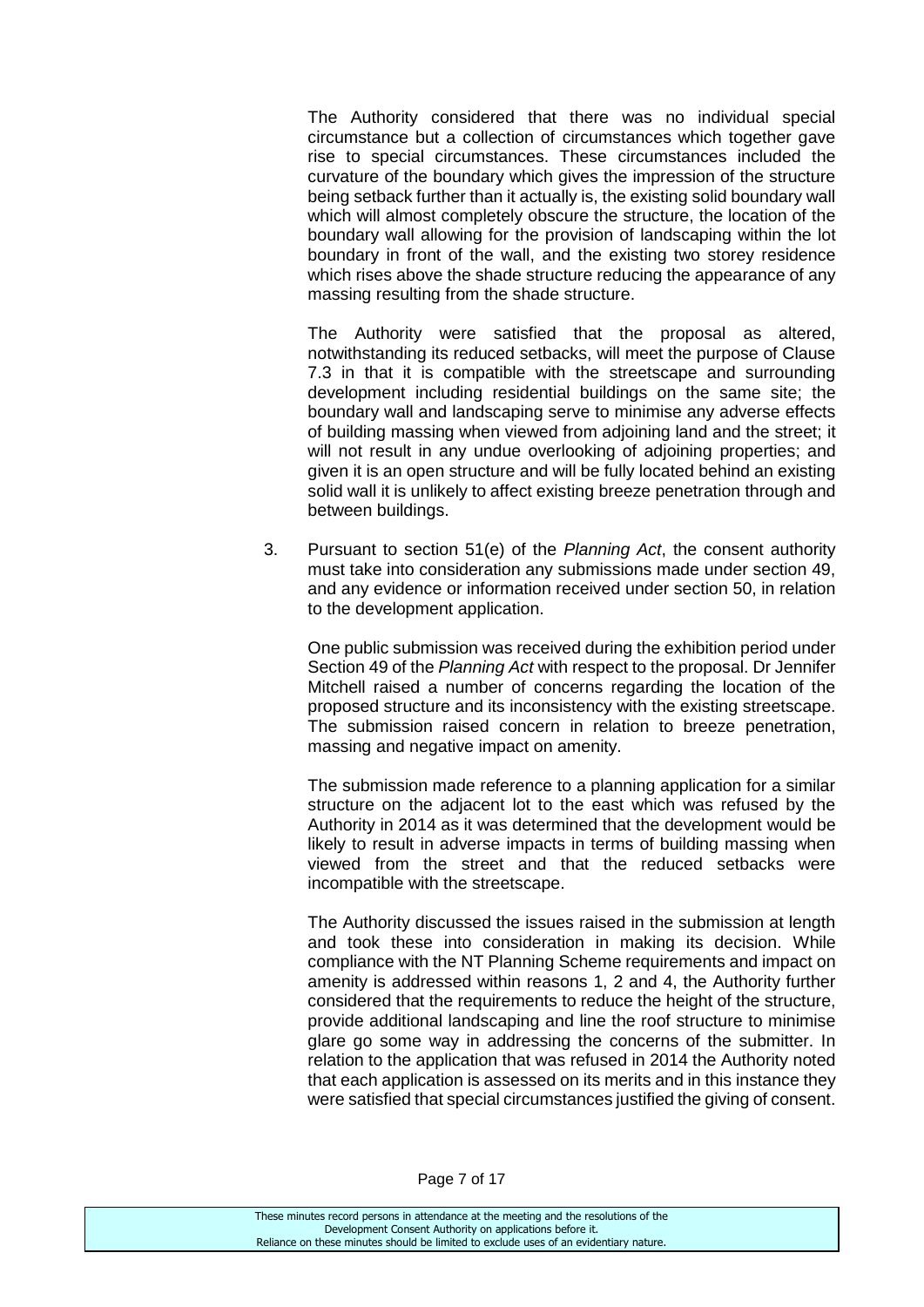The Authority considered that there was no individual special circumstance but a collection of circumstances which together gave rise to special circumstances. These circumstances included the curvature of the boundary which gives the impression of the structure being setback further than it actually is, the existing solid boundary wall which will almost completely obscure the structure, the location of the boundary wall allowing for the provision of landscaping within the lot boundary in front of the wall, and the existing two storey residence which rises above the shade structure reducing the appearance of any massing resulting from the shade structure.

The Authority were satisfied that the proposal as altered, notwithstanding its reduced setbacks, will meet the purpose of Clause 7.3 in that it is compatible with the streetscape and surrounding development including residential buildings on the same site; the boundary wall and landscaping serve to minimise any adverse effects of building massing when viewed from adjoining land and the street; it will not result in any undue overlooking of adjoining properties; and given it is an open structure and will be fully located behind an existing solid wall it is unlikely to affect existing breeze penetration through and between buildings.

3. Pursuant to section 51(e) of the *Planning Act*, the consent authority must take into consideration any submissions made under section 49, and any evidence or information received under section 50, in relation to the development application.

   One public submission was received during the exhibition period under Section 49 of the *Planning Act* with respect to the proposal. Dr Jennifer Mitchell raised a number of concerns regarding the location of the proposed structure and its inconsistency with the existing streetscape. The submission raised concern in relation to breeze penetration, massing and negative impact on amenity.

   The submission made reference to a planning application for a similar structure on the adjacent lot to the east which was refused by the Authority in 2014 as it was determined that the development would be likely to result in adverse impacts in terms of building massing when viewed from the street and that the reduced setbacks were incompatible with the streetscape.

   The Authority discussed the issues raised in the submission at length and took these into consideration in making its decision. While compliance with the NT Planning Scheme requirements and impact on amenity is addressed within reasons 1, 2 and 4, the Authority further considered that the requirements to reduce the height of the structure, provide additional landscaping and line the roof structure to minimise glare go some way in addressing the concerns of the submitter. In relation to the application that was refused in 2014 the Authority noted that each application is assessed on its merits and in this instance they were satisfied that special circumstances justified the giving of consent.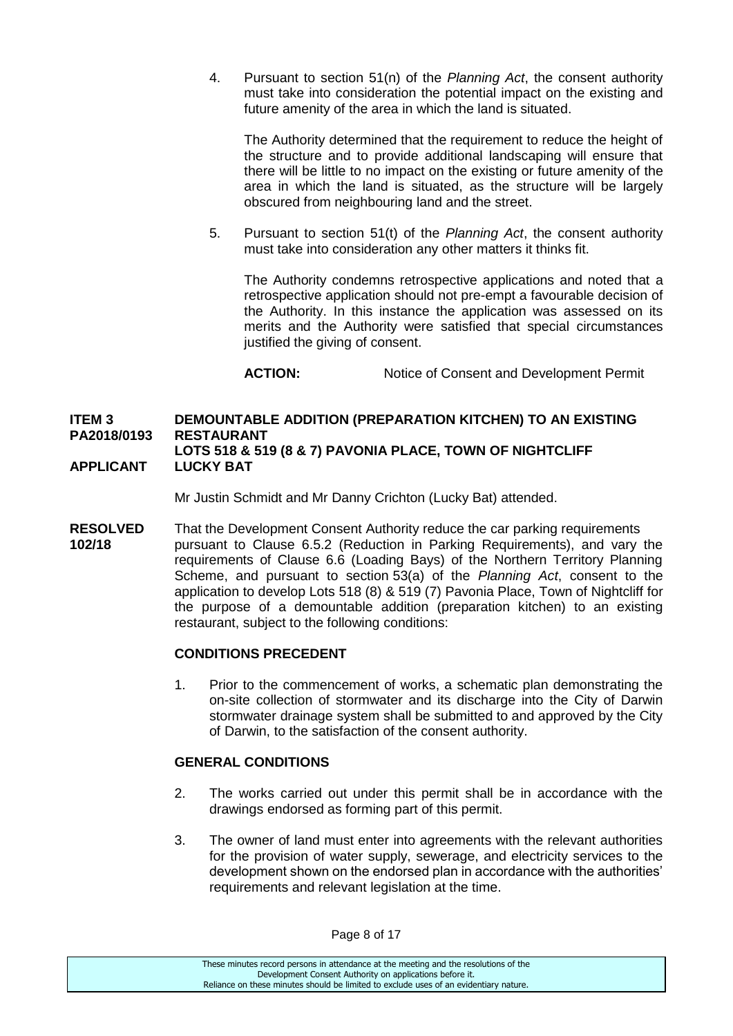4. Pursuant to section 51(n) of the *Planning Act*, the consent authority must take into consideration the potential impact on the existing and future amenity of the area in which the land is situated.

   The Authority determined that the requirement to reduce the height of the structure and to provide additional landscaping will ensure that there will be little to no impact on the existing or future amenity of the area in which the land is situated, as the structure will be largely obscured from neighbouring land and the street.

5. Pursuant to section 51(t) of the *Planning Act*, the consent authority must take into consideration any other matters it thinks fit.

   The Authority condemns retrospective applications and noted that a retrospective application should not pre-empt a favourable decision of the Authority. In this instance the application was assessed on its merits and the Authority were satisfied that special circumstances justified the giving of consent.

   **ACTION:** Notice of Consent and Development Permit

**ITEM 3** **PA2018/0193** **DEMOUNTABLE ADDITION (PREPARATION KITCHEN) TO AN EXISTING RESTAURANT**
**LOTS 518 & 519 (8 & 7) PAVONIA PLACE, TOWN OF NIGHTCLIFF**
**APPLICANT** **LUCKY BAT**

Mr Justin Schmidt and Mr Danny Crichton (Lucky Bat) attended.

**RESOLVED 102/18** That the Development Consent Authority reduce the car parking requirements pursuant to Clause 6.5.2 (Reduction in Parking Requirements), and vary the requirements of Clause 6.6 (Loading Bays) of the Northern Territory Planning Scheme, and pursuant to section 53(a) of the *Planning Act*, consent to the application to develop Lots 518 (8) & 519 (7) Pavonia Place, Town of Nightcliff for the purpose of a demountable addition (preparation kitchen) to an existing restaurant, subject to the following conditions:

**CONDITIONS PRECEDENT**

1. Prior to the commencement of works, a schematic plan demonstrating the on-site collection of stormwater and its discharge into the City of Darwin stormwater drainage system shall be submitted to and approved by the City of Darwin, to the satisfaction of the consent authority.

**GENERAL CONDITIONS**

2. The works carried out under this permit shall be in accordance with the drawings endorsed as forming part of this permit.

3. The owner of land must enter into agreements with the relevant authorities for the provision of water supply, sewerage, and electricity services to the development shown on the endorsed plan in accordance with the authorities' requirements and relevant legislation at the time.

These minutes record persons in attendance at the meeting and the resolutions of the Development Consent Authority on applications before it. Reliance on these minutes should be limited to exclude uses of an evidentiary nature.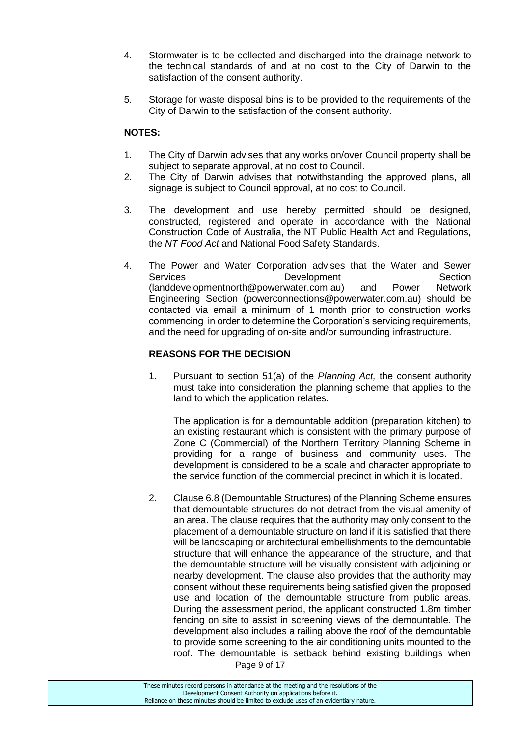4. Stormwater is to be collected and discharged into the drainage network to the technical standards of and at no cost to the City of Darwin to the satisfaction of the consent authority.

5. Storage for waste disposal bins is to be provided to the requirements of the City of Darwin to the satisfaction of the consent authority.

**NOTES:**

1. The City of Darwin advises that any works on/over Council property shall be subject to separate approval, at no cost to Council.
2. The City of Darwin advises that notwithstanding the approved plans, all signage is subject to Council approval, at no cost to Council.
3. The development and use hereby permitted should be designed, constructed, registered and operate in accordance with the National Construction Code of Australia, the NT Public Health Act and Regulations, the *NT Food Act* and National Food Safety Standards.
4. The Power and Water Corporation advises that the Water and Sewer Services Development Section (landdevelopmentnorth@powerwater.com.au) and Power Network Engineering Section (powerconnections@powerwater.com.au) should be contacted via email a minimum of 1 month prior to construction works commencing in order to determine the Corporation's servicing requirements, and the need for upgrading of on-site and/or surrounding infrastructure.

**REASONS FOR THE DECISION**

1. Pursuant to section 51(a) of the *Planning Act,* the consent authority must take into consideration the planning scheme that applies to the land to which the application relates.

   The application is for a demountable addition (preparation kitchen) to an existing restaurant which is consistent with the primary purpose of Zone C (Commercial) of the Northern Territory Planning Scheme in providing for a range of business and community uses. The development is considered to be a scale and character appropriate to the service function of the commercial precinct in which it is located.

2. Clause 6.8 (Demountable Structures) of the Planning Scheme ensures that demountable structures do not detract from the visual amenity of an area. The clause requires that the authority may only consent to the placement of a demountable structure on land if it is satisfied that there will be landscaping or architectural embellishments to the demountable structure that will enhance the appearance of the structure, and that the demountable structure will be visually consistent with adjoining or nearby development. The clause also provides that the authority may consent without these requirements being satisfied given the proposed use and location of the demountable structure from public areas. During the assessment period, the applicant constructed 1.8m timber fencing on site to assist in screening views of the demountable. The development also includes a railing above the roof of the demountable to provide some screening to the air conditioning units mounted to the roof. The demountable is setback behind existing buildings when

These minutes record persons in attendance at the meeting and the resolutions of the Development Consent Authority on applications before it.
Reliance on these minutes should be limited to exclude uses of an evidentiary nature.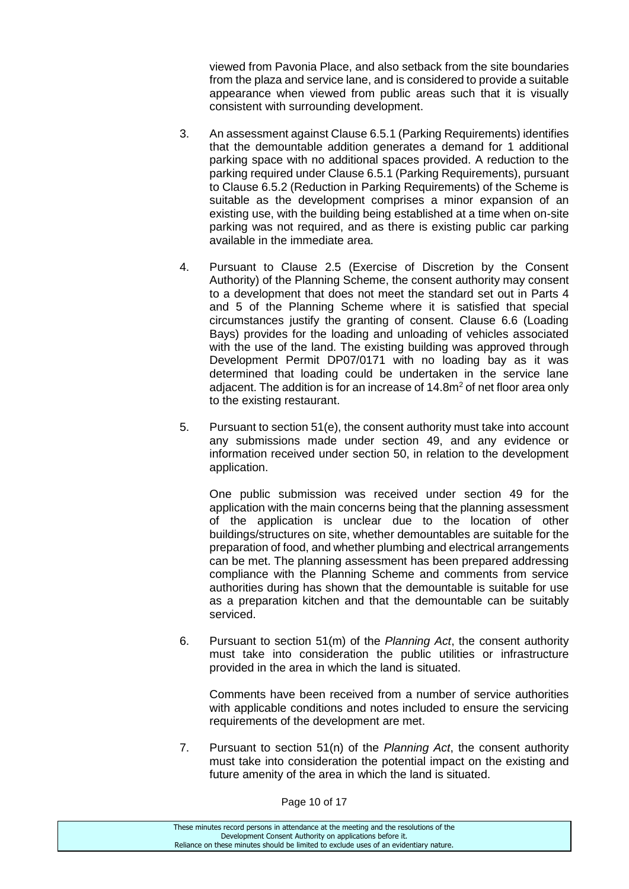viewed from Pavonia Place, and also setback from the site boundaries from the plaza and service lane, and is considered to provide a suitable appearance when viewed from public areas such that it is visually consistent with surrounding development.

3. An assessment against Clause 6.5.1 (Parking Requirements) identifies that the demountable addition generates a demand for 1 additional parking space with no additional spaces provided. A reduction to the parking required under Clause 6.5.1 (Parking Requirements), pursuant to Clause 6.5.2 (Reduction in Parking Requirements) of the Scheme is suitable as the development comprises a minor expansion of an existing use, with the building being established at a time when on-site parking was not required, and as there is existing public car parking available in the immediate area.

4. Pursuant to Clause 2.5 (Exercise of Discretion by the Consent Authority) of the Planning Scheme, the consent authority may consent to a development that does not meet the standard set out in Parts 4 and 5 of the Planning Scheme where it is satisfied that special circumstances justify the granting of consent. Clause 6.6 (Loading Bays) provides for the loading and unloading of vehicles associated with the use of the land. The existing building was approved through Development Permit DP07/0171 with no loading bay as it was determined that loading could be undertaken in the service lane adjacent. The addition is for an increase of 14.8m$^2$ of net floor area only to the existing restaurant.

5. Pursuant to section 51(e), the consent authority must take into account any submissions made under section 49, and any evidence or information received under section 50, in relation to the development application.

   One public submission was received under section 49 for the application with the main concerns being that the planning assessment of the application is unclear due to the location of other buildings/structures on site, whether demountables are suitable for the preparation of food, and whether plumbing and electrical arrangements can be met. The planning assessment has been prepared addressing compliance with the Planning Scheme and comments from service authorities during has shown that the demountable is suitable for use as a preparation kitchen and that the demountable can be suitably serviced.

6. Pursuant to section 51(m) of the *Planning Act*, the consent authority must take into consideration the public utilities or infrastructure provided in the area in which the land is situated.

   Comments have been received from a number of service authorities with applicable conditions and notes included to ensure the servicing requirements of the development are met.

7. Pursuant to section 51(n) of the *Planning Act*, the consent authority must take into consideration the potential impact on the existing and future amenity of the area in which the land is situated.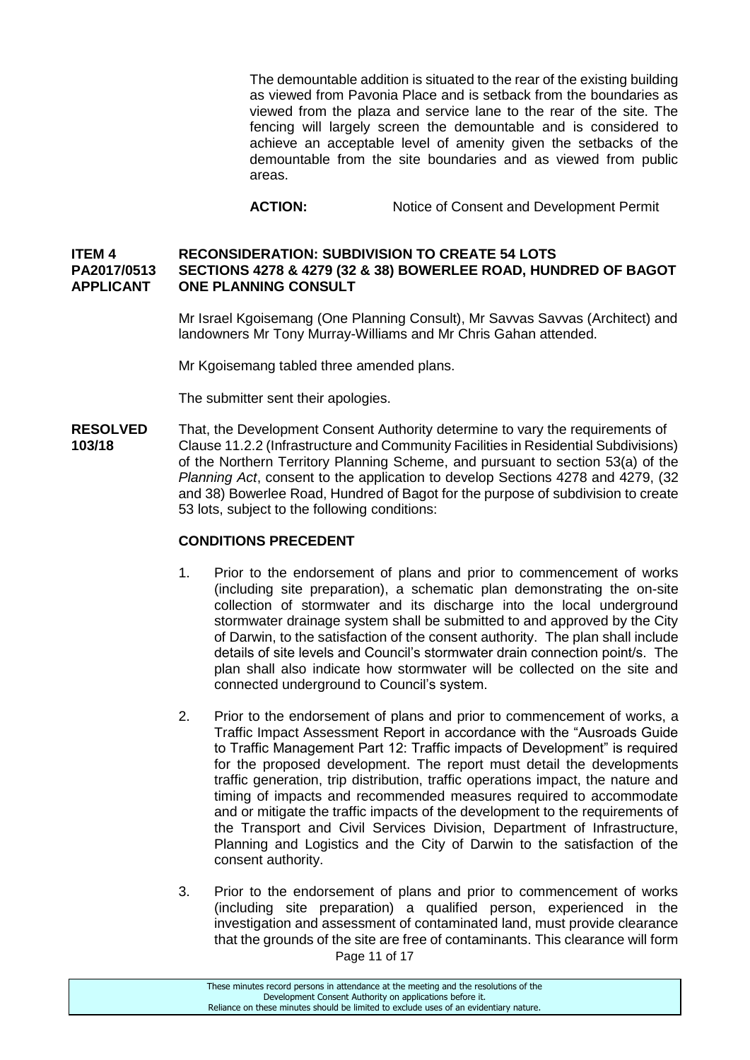The demountable addition is situated to the rear of the existing building as viewed from Pavonia Place and is setback from the boundaries as viewed from the plaza and service lane to the rear of the site. The fencing will largely screen the demountable and is considered to achieve an acceptable level of amenity given the setbacks of the demountable from the site boundaries and as viewed from public areas.

**ACTION:** Notice of Consent and Development Permit

**ITEM 4 RECONSIDERATION: SUBDIVISION TO CREATE 54 LOTS**
**PA2017/0513 SECTIONS 4278 & 4279 (32 & 38) BOWERLEE ROAD, HUNDRED OF BAGOT**
**APPLICANT ONE PLANNING CONSULT**

Mr Israel Kgoisemang (One Planning Consult), Mr Savvas Savvas (Architect) and landowners Mr Tony Murray-Williams and Mr Chris Gahan attended.

Mr Kgoisemang tabled three amended plans.

The submitter sent their apologies.

**RESOLVED 103/18** That, the Development Consent Authority determine to vary the requirements of Clause 11.2.2 (Infrastructure and Community Facilities in Residential Subdivisions) of the Northern Territory Planning Scheme, and pursuant to section 53(a) of the *Planning Act*, consent to the application to develop Sections 4278 and 4279, (32 and 38) Bowerlee Road, Hundred of Bagot for the purpose of subdivision to create 53 lots, subject to the following conditions:

**CONDITIONS PRECEDENT**

1. Prior to the endorsement of plans and prior to commencement of works (including site preparation), a schematic plan demonstrating the on-site collection of stormwater and its discharge into the local underground stormwater drainage system shall be submitted to and approved by the City of Darwin, to the satisfaction of the consent authority. The plan shall include details of site levels and Council's stormwater drain connection point/s. The plan shall also indicate how stormwater will be collected on the site and connected underground to Council's system.

2. Prior to the endorsement of plans and prior to commencement of works, a Traffic Impact Assessment Report in accordance with the "Ausroads Guide to Traffic Management Part 12: Traffic impacts of Development" is required for the proposed development. The report must detail the developments traffic generation, trip distribution, traffic operations impact, the nature and timing of impacts and recommended measures required to accommodate and or mitigate the traffic impacts of the development to the requirements of the Transport and Civil Services Division, Department of Infrastructure, Planning and Logistics and the City of Darwin to the satisfaction of the consent authority.

3. Prior to the endorsement of plans and prior to commencement of works (including site preparation) a qualified person, experienced in the investigation and assessment of contaminated land, must provide clearance that the grounds of the site are free of contaminants. This clearance will form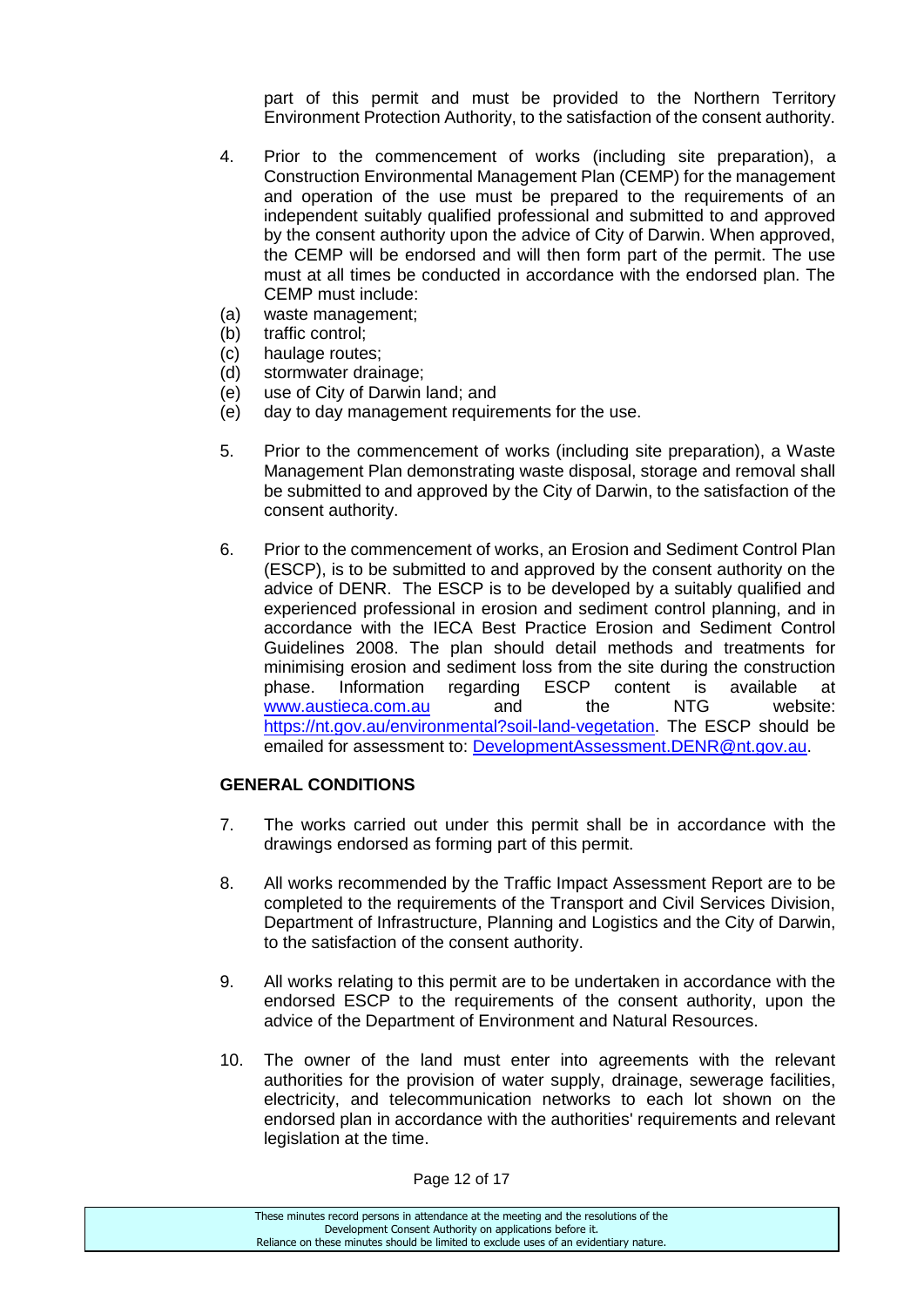part of this permit and must be provided to the Northern Territory Environment Protection Authority, to the satisfaction of the consent authority.

4. Prior to the commencement of works (including site preparation), a Construction Environmental Management Plan (CEMP) for the management and operation of the use must be prepared to the requirements of an independent suitably qualified professional and submitted to and approved by the consent authority upon the advice of City of Darwin. When approved, the CEMP will be endorsed and will then form part of the permit. The use must at all times be conducted in accordance with the endorsed plan. The CEMP must include:

   (a) waste management;
   (b) traffic control;
   (c) haulage routes;
   (d) stormwater drainage;
   (e) use of City of Darwin land; and
   (e) day to day management requirements for the use.

5. Prior to the commencement of works (including site preparation), a Waste Management Plan demonstrating waste disposal, storage and removal shall be submitted to and approved by the City of Darwin, to the satisfaction of the consent authority.

6. Prior to the commencement of works, an Erosion and Sediment Control Plan (ESCP), is to be submitted to and approved by the consent authority on the advice of DENR. The ESCP is to be developed by a suitably qualified and experienced professional in erosion and sediment control planning, and in accordance with the IECA Best Practice Erosion and Sediment Control Guidelines 2008. The plan should detail methods and treatments for minimising erosion and sediment loss from the site during the construction phase. Information regarding ESCP content is available at www.austieca.com.au and the NTG website: https://nt.gov.au/environmental?soil-land-vegetation. The ESCP should be emailed for assessment to: DevelopmentAssessment.DENR@nt.gov.au.

**GENERAL CONDITIONS**

7. The works carried out under this permit shall be in accordance with the drawings endorsed as forming part of this permit.

8. All works recommended by the Traffic Impact Assessment Report are to be completed to the requirements of the Transport and Civil Services Division, Department of Infrastructure, Planning and Logistics and the City of Darwin, to the satisfaction of the consent authority.

9. All works relating to this permit are to be undertaken in accordance with the endorsed ESCP to the requirements of the consent authority, upon the advice of the Department of Environment and Natural Resources.

10. The owner of the land must enter into agreements with the relevant authorities for the provision of water supply, drainage, sewerage facilities, electricity, and telecommunication networks to each lot shown on the endorsed plan in accordance with the authorities' requirements and relevant legislation at the time.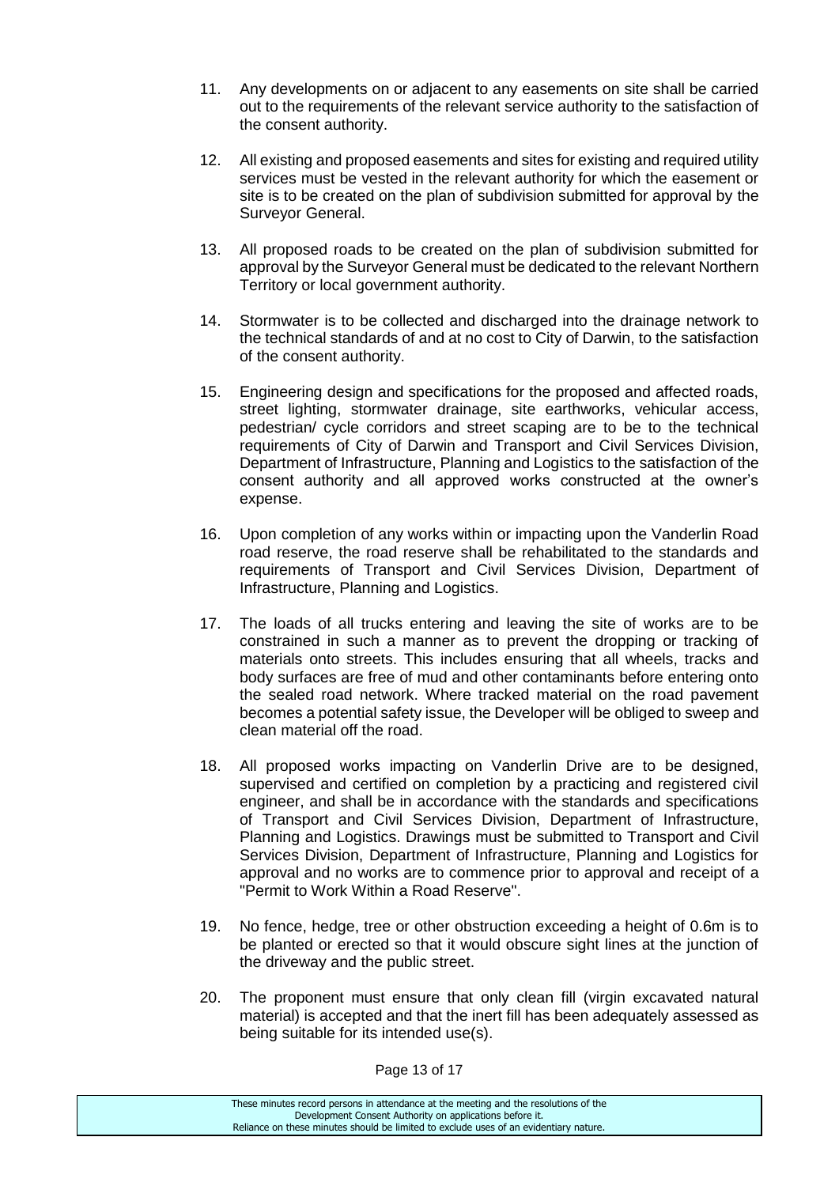11. Any developments on or adjacent to any easements on site shall be carried out to the requirements of the relevant service authority to the satisfaction of the consent authority.

12. All existing and proposed easements and sites for existing and required utility services must be vested in the relevant authority for which the easement or site is to be created on the plan of subdivision submitted for approval by the Surveyor General.

13. All proposed roads to be created on the plan of subdivision submitted for approval by the Surveyor General must be dedicated to the relevant Northern Territory or local government authority.

14. Stormwater is to be collected and discharged into the drainage network to the technical standards of and at no cost to City of Darwin, to the satisfaction of the consent authority.

15. Engineering design and specifications for the proposed and affected roads, street lighting, stormwater drainage, site earthworks, vehicular access, pedestrian/ cycle corridors and street scaping are to be to the technical requirements of City of Darwin and Transport and Civil Services Division, Department of Infrastructure, Planning and Logistics to the satisfaction of the consent authority and all approved works constructed at the owner's expense.

16. Upon completion of any works within or impacting upon the Vanderlin Road road reserve, the road reserve shall be rehabilitated to the standards and requirements of Transport and Civil Services Division, Department of Infrastructure, Planning and Logistics.

17. The loads of all trucks entering and leaving the site of works are to be constrained in such a manner as to prevent the dropping or tracking of materials onto streets. This includes ensuring that all wheels, tracks and body surfaces are free of mud and other contaminants before entering onto the sealed road network. Where tracked material on the road pavement becomes a potential safety issue, the Developer will be obliged to sweep and clean material off the road.

18. All proposed works impacting on Vanderlin Drive are to be designed, supervised and certified on completion by a practicing and registered civil engineer, and shall be in accordance with the standards and specifications of Transport and Civil Services Division, Department of Infrastructure, Planning and Logistics. Drawings must be submitted to Transport and Civil Services Division, Department of Infrastructure, Planning and Logistics for approval and no works are to commence prior to approval and receipt of a "Permit to Work Within a Road Reserve".

19. No fence, hedge, tree or other obstruction exceeding a height of 0.6m is to be planted or erected so that it would obscure sight lines at the junction of the driveway and the public street.

20. The proponent must ensure that only clean fill (virgin excavated natural material) is accepted and that the inert fill has been adequately assessed as being suitable for its intended use(s).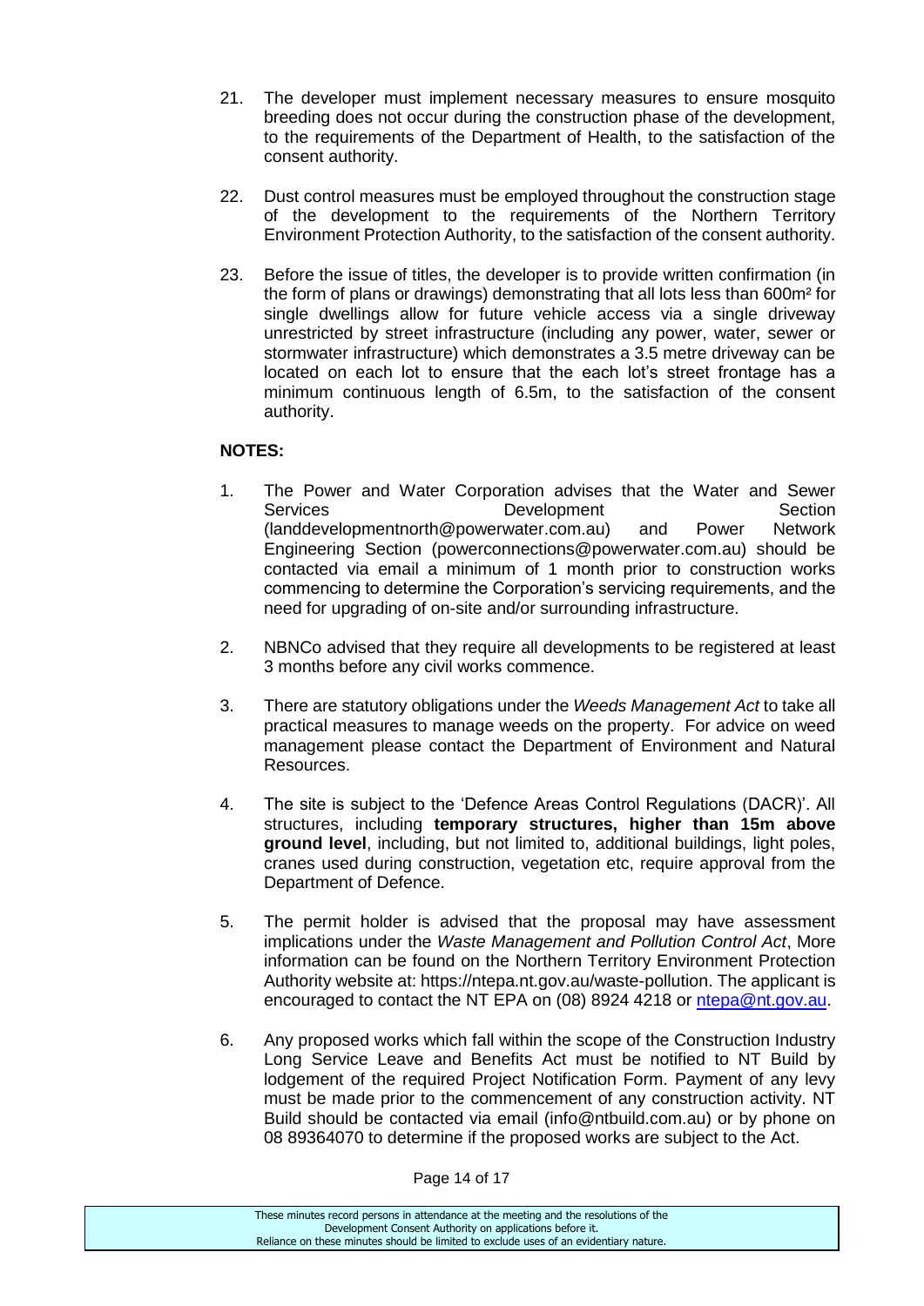21. The developer must implement necessary measures to ensure mosquito breeding does not occur during the construction phase of the development, to the requirements of the Department of Health, to the satisfaction of the consent authority.

22. Dust control measures must be employed throughout the construction stage of the development to the requirements of the Northern Territory Environment Protection Authority, to the satisfaction of the consent authority.

23. Before the issue of titles, the developer is to provide written confirmation (in the form of plans or drawings) demonstrating that all lots less than 600m² for single dwellings allow for future vehicle access via a single driveway unrestricted by street infrastructure (including any power, water, sewer or stormwater infrastructure) which demonstrates a 3.5 metre driveway can be located on each lot to ensure that the each lot's street frontage has a minimum continuous length of 6.5m, to the satisfaction of the consent authority.

**NOTES:**

1. The Power and Water Corporation advises that the Water and Sewer Services Development Section (landdevelopmentnorth@powerwater.com.au) and Power Network Engineering Section (powerconnections@powerwater.com.au) should be contacted via email a minimum of 1 month prior to construction works commencing to determine the Corporation's servicing requirements, and the need for upgrading of on-site and/or surrounding infrastructure.

2. NBNCo advised that they require all developments to be registered at least 3 months before any civil works commence.

3. There are statutory obligations under the *Weeds Management Act* to take all practical measures to manage weeds on the property. For advice on weed management please contact the Department of Environment and Natural Resources.

4. The site is subject to the 'Defence Areas Control Regulations (DACR)'. All structures, including **temporary structures, higher than 15m above ground level**, including, but not limited to, additional buildings, light poles, cranes used during construction, vegetation etc, require approval from the Department of Defence.

5. The permit holder is advised that the proposal may have assessment implications under the *Waste Management and Pollution Control Act*, More information can be found on the Northern Territory Environment Protection Authority website at: https://ntepa.nt.gov.au/waste-pollution. The applicant is encouraged to contact the NT EPA on (08) 8924 4218 or ntepa@nt.gov.au.

6. Any proposed works which fall within the scope of the Construction Industry Long Service Leave and Benefits Act must be notified to NT Build by lodgement of the required Project Notification Form. Payment of any levy must be made prior to the commencement of any construction activity. NT Build should be contacted via email (info@ntbuild.com.au) or by phone on 08 89364070 to determine if the proposed works are subject to the Act.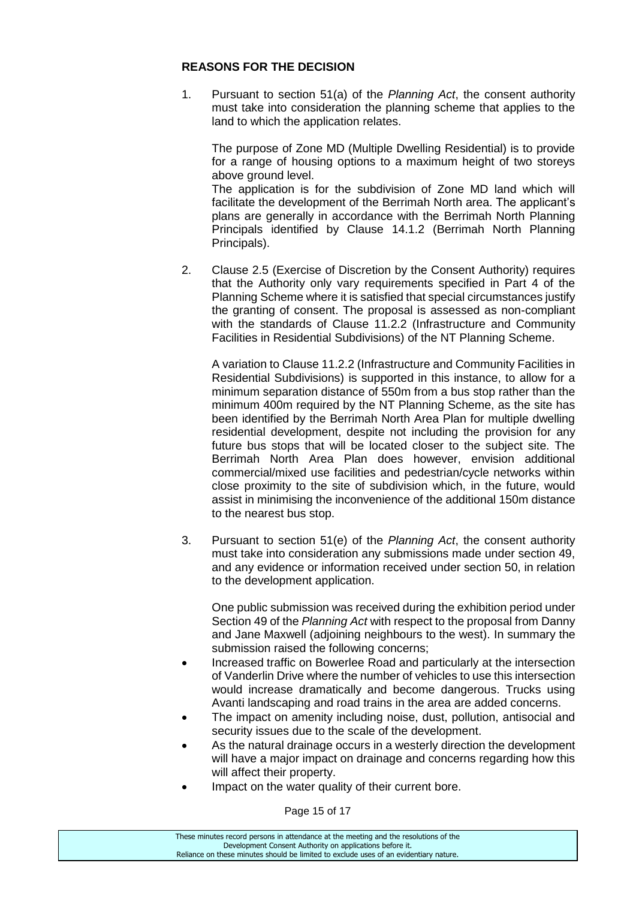**REASONS FOR THE DECISION**

1. Pursuant to section 51(a) of the *Planning Act*, the consent authority must take into consideration the planning scheme that applies to the land to which the application relates.

   The purpose of Zone MD (Multiple Dwelling Residential) is to provide for a range of housing options to a maximum height of two storeys above ground level.
   The application is for the subdivision of Zone MD land which will facilitate the development of the Berrimah North area. The applicant's plans are generally in accordance with the Berrimah North Planning Principals identified by Clause 14.1.2 (Berrimah North Planning Principals).

2. Clause 2.5 (Exercise of Discretion by the Consent Authority) requires that the Authority only vary requirements specified in Part 4 of the Planning Scheme where it is satisfied that special circumstances justify the granting of consent. The proposal is assessed as non-compliant with the standards of Clause 11.2.2 (Infrastructure and Community Facilities in Residential Subdivisions) of the NT Planning Scheme.

   A variation to Clause 11.2.2 (Infrastructure and Community Facilities in Residential Subdivisions) is supported in this instance, to allow for a minimum separation distance of 550m from a bus stop rather than the minimum 400m required by the NT Planning Scheme, as the site has been identified by the Berrimah North Area Plan for multiple dwelling residential development, despite not including the provision for any future bus stops that will be located closer to the subject site. The Berrimah North Area Plan does however, envision additional commercial/mixed use facilities and pedestrian/cycle networks within close proximity to the site of subdivision which, in the future, would assist in minimising the inconvenience of the additional 150m distance to the nearest bus stop.

3. Pursuant to section 51(e) of the *Planning Act*, the consent authority must take into consideration any submissions made under section 49, and any evidence or information received under section 50, in relation to the development application.

   One public submission was received during the exhibition period under Section 49 of the *Planning Act* with respect to the proposal from Danny and Jane Maxwell (adjoining neighbours to the west). In summary the submission raised the following concerns;

- Increased traffic on Bowerlee Road and particularly at the intersection of Vanderlin Drive where the number of vehicles to use this intersection would increase dramatically and become dangerous. Trucks using Avanti landscaping and road trains in the area are added concerns.
- The impact on amenity including noise, dust, pollution, antisocial and security issues due to the scale of the development.
- As the natural drainage occurs in a westerly direction the development will have a major impact on drainage and concerns regarding how this will affect their property.
- Impact on the water quality of their current bore.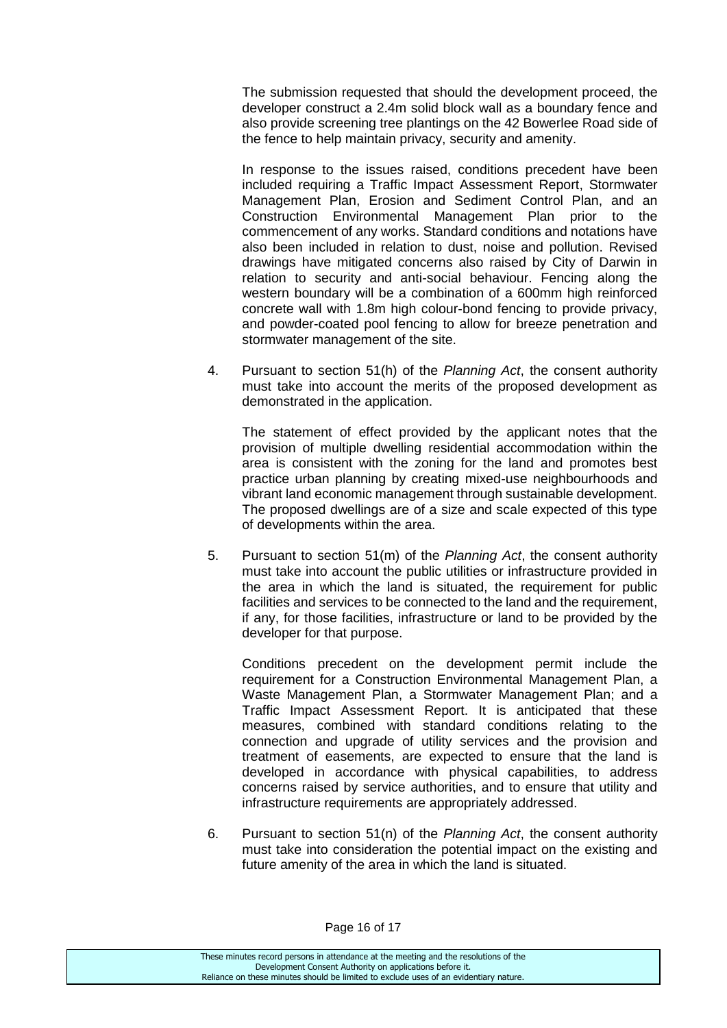The submission requested that should the development proceed, the developer construct a 2.4m solid block wall as a boundary fence and also provide screening tree plantings on the 42 Bowerlee Road side of the fence to help maintain privacy, security and amenity.

In response to the issues raised, conditions precedent have been included requiring a Traffic Impact Assessment Report, Stormwater Management Plan, Erosion and Sediment Control Plan, and an Construction Environmental Management Plan prior to the commencement of any works. Standard conditions and notations have also been included in relation to dust, noise and pollution. Revised drawings have mitigated concerns also raised by City of Darwin in relation to security and anti-social behaviour. Fencing along the western boundary will be a combination of a 600mm high reinforced concrete wall with 1.8m high colour-bond fencing to provide privacy, and powder-coated pool fencing to allow for breeze penetration and stormwater management of the site.

4. Pursuant to section 51(h) of the *Planning Act*, the consent authority must take into account the merits of the proposed development as demonstrated in the application.

   The statement of effect provided by the applicant notes that the provision of multiple dwelling residential accommodation within the area is consistent with the zoning for the land and promotes best practice urban planning by creating mixed-use neighbourhoods and vibrant land economic management through sustainable development. The proposed dwellings are of a size and scale expected of this type of developments within the area.

5. Pursuant to section 51(m) of the *Planning Act*, the consent authority must take into account the public utilities or infrastructure provided in the area in which the land is situated, the requirement for public facilities and services to be connected to the land and the requirement, if any, for those facilities, infrastructure or land to be provided by the developer for that purpose.

   Conditions precedent on the development permit include the requirement for a Construction Environmental Management Plan, a Waste Management Plan, a Stormwater Management Plan; and a Traffic Impact Assessment Report. It is anticipated that these measures, combined with standard conditions relating to the connection and upgrade of utility services and the provision and treatment of easements, are expected to ensure that the land is developed in accordance with physical capabilities, to address concerns raised by service authorities, and to ensure that utility and infrastructure requirements are appropriately addressed.

6. Pursuant to section 51(n) of the *Planning Act*, the consent authority must take into consideration the potential impact on the existing and future amenity of the area in which the land is situated.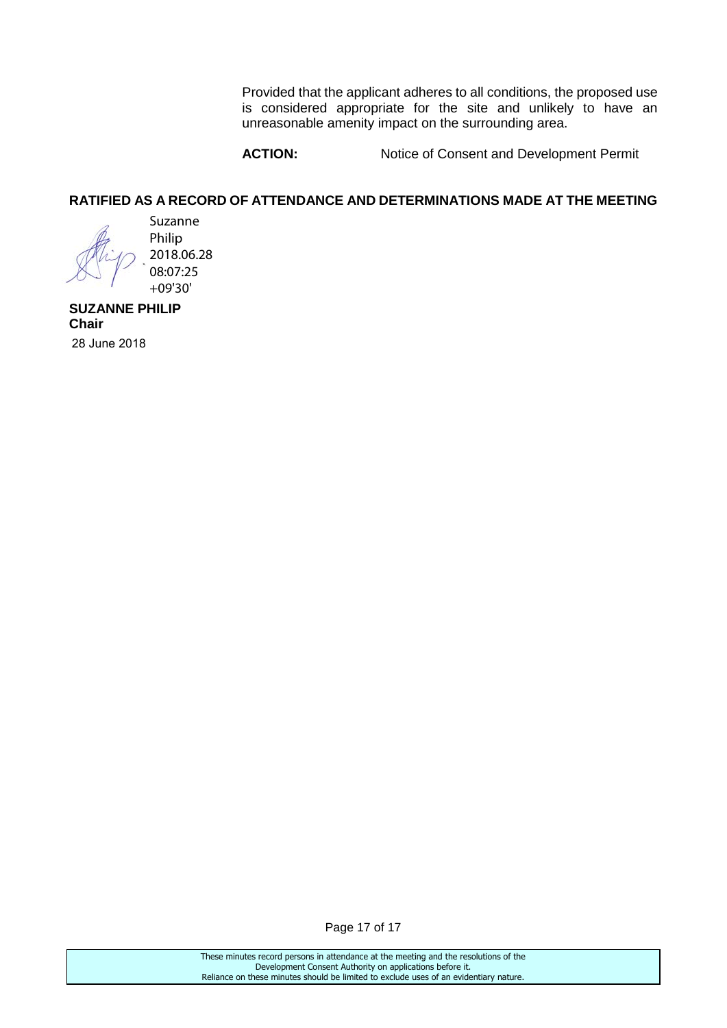Provided that the applicant adheres to all conditions, the proposed use is considered appropriate for the site and unlikely to have an unreasonable amenity impact on the surrounding area.

**ACTION:** Notice of Consent and Development Permit

**RATIFIED AS A RECORD OF ATTENDANCE AND DETERMINATIONS MADE AT THE MEETING**

Suzanne Philip
2018.06.28
08:07:25
+09'30'

**SUZANNE PHILIP**
**Chair**

28 June 2018

These minutes record persons in attendance at the meeting and the resolutions of the Development Consent Authority on applications before it.
Reliance on these minutes should be limited to exclude uses of an evidentiary nature.